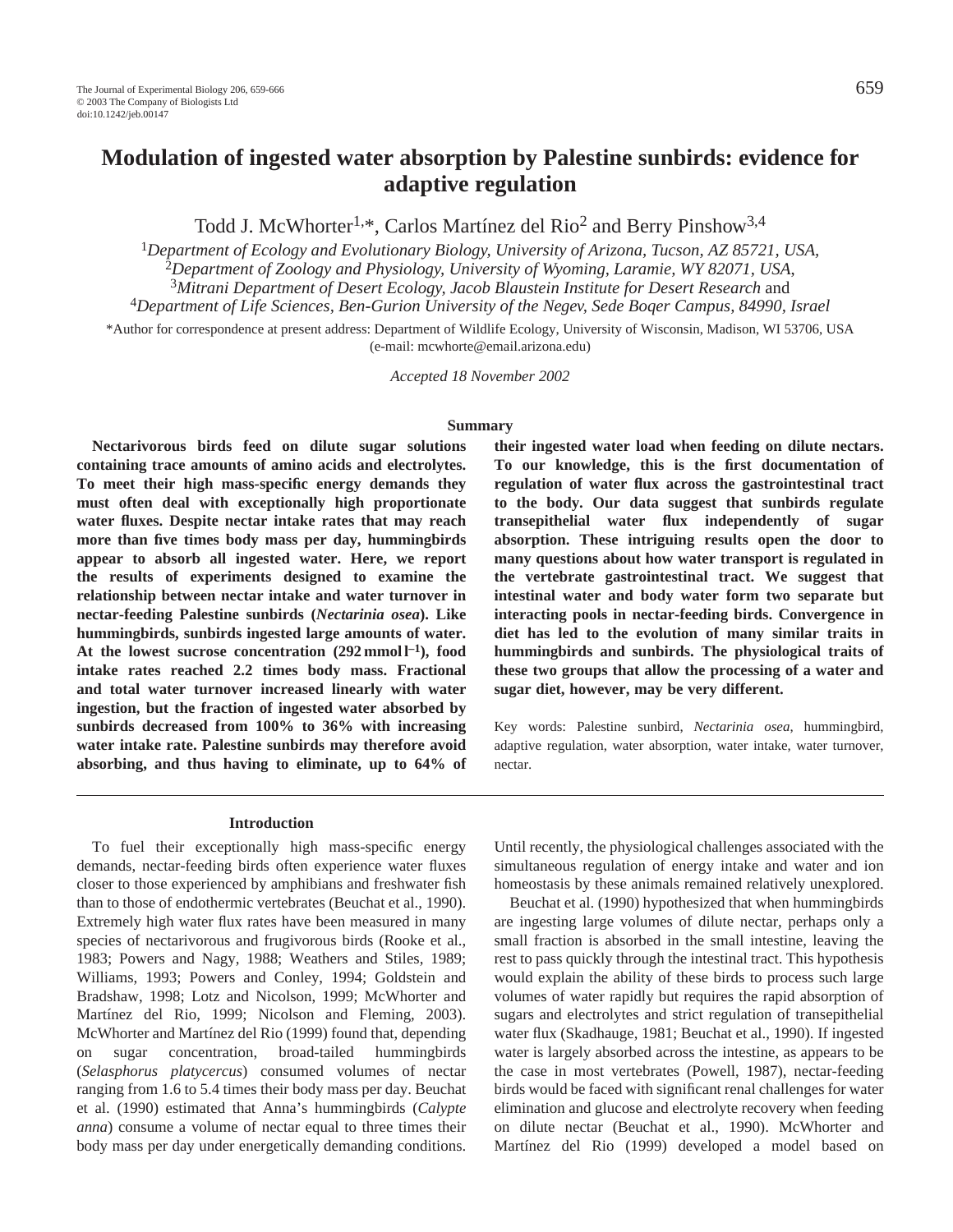# Modulation of ingested water absorption by Palestine sunbirds: evidence for adaptive regulation

Todd J. McWhorter[1,*], Carlos Martínez del Rio[2] and Berry Pinshow[3,4]

[1]*Department of Ecology and Evolutionary Biology, University of Arizona, Tucson, AZ 85721, USA,*
[2]*Department of Zoology and Physiology, University of Wyoming, Laramie, WY 82071, USA,*
[3]*Mitrani Department of Desert Ecology, Jacob Blaustein Institute for Desert Research* and
[4]*Department of Life Sciences, Ben-Gurion University of the Negev, Sede Boqer Campus, 84990, Israel*

*Author for correspondence at present address: Department of Wildlife Ecology, University of Wisconsin, Madison, WI 53706, USA (e-mail: mcwhorte@email.arizona.edu)

*Accepted 18 November 2002*

## Summary

**Nectarivorous birds feed on dilute sugar solutions containing trace amounts of amino acids and electrolytes. To meet their high mass-specific energy demands they must often deal with exceptionally high proportionate water fluxes. Despite nectar intake rates that may reach more than five times body mass per day, hummingbirds appear to absorb all ingested water. Here, we report the results of experiments designed to examine the relationship between nectar intake and water turnover in nectar-feeding Palestine sunbirds (*Nectarinia osea*). Like hummingbirds, sunbirds ingested large amounts of water. At the lowest sucrose concentration (292 mmol $l^{-1}$), food intake rates reached 2.2 times body mass. Fractional and total water turnover increased linearly with water ingestion, but the fraction of ingested water absorbed by sunbirds decreased from 100% to 36% with increasing water intake rate. Palestine sunbirds may therefore avoid absorbing, and thus having to eliminate, up to 64% of their ingested water load when feeding on dilute nectars. To our knowledge, this is the first documentation of regulation of water flux across the gastrointestinal tract to the body. Our data suggest that sunbirds regulate transepithelial water flux independently of sugar absorption. These intriguing results open the door to many questions about how water transport is regulated in the vertebrate gastrointestinal tract. We suggest that intestinal water and body water form two separate but interacting pools in nectar-feeding birds. Convergence in diet has led to the evolution of many similar traits in hummingbirds and sunbirds. The physiological traits of these two groups that allow the processing of a water and sugar diet, however, may be very different.**

Key words: Palestine sunbird, *Nectarinia osea*, hummingbird, adaptive regulation, water absorption, water intake, water turnover, nectar.

## Introduction

To fuel their exceptionally high mass-specific energy demands, nectar-feeding birds often experience water fluxes closer to those experienced by amphibians and freshwater fish than to those of endothermic vertebrates (Beuchat et al., 1990). Extremely high water flux rates have been measured in many species of nectarivorous and frugivorous birds (Rooke et al., 1983; Powers and Nagy, 1988; Weathers and Stiles, 1989; Williams, 1993; Powers and Conley, 1994; Goldstein and Bradshaw, 1998; Lotz and Nicolson, 1999; McWhorter and Martínez del Rio, 1999; Nicolson and Fleming, 2003). McWhorter and Martínez del Rio (1999) found that, depending on sugar concentration, broad-tailed hummingbirds (*Selasphorus platycercus*) consumed volumes of nectar ranging from 1.6 to 5.4 times their body mass per day. Beuchat et al. (1990) estimated that Anna's hummingbirds (*Calypte anna*) consume a volume of nectar equal to three times their body mass per day under energetically demanding conditions. Until recently, the physiological challenges associated with the simultaneous regulation of energy intake and water and ion homeostasis by these animals remained relatively unexplored.

Beuchat et al. (1990) hypothesized that when hummingbirds are ingesting large volumes of dilute nectar, perhaps only a small fraction is absorbed in the small intestine, leaving the rest to pass quickly through the intestinal tract. This hypothesis would explain the ability of these birds to process such large volumes of water rapidly but requires the rapid absorption of sugars and electrolytes and strict regulation of transepithelial water flux (Skadhauge, 1981; Beuchat et al., 1990). If ingested water is largely absorbed across the intestine, as appears to be the case in most vertebrates (Powell, 1987), nectar-feeding birds would be faced with significant renal challenges for water elimination and glucose and electrolyte recovery when feeding on dilute nectar (Beuchat et al., 1990). McWhorter and Martínez del Rio (1999) developed a model based on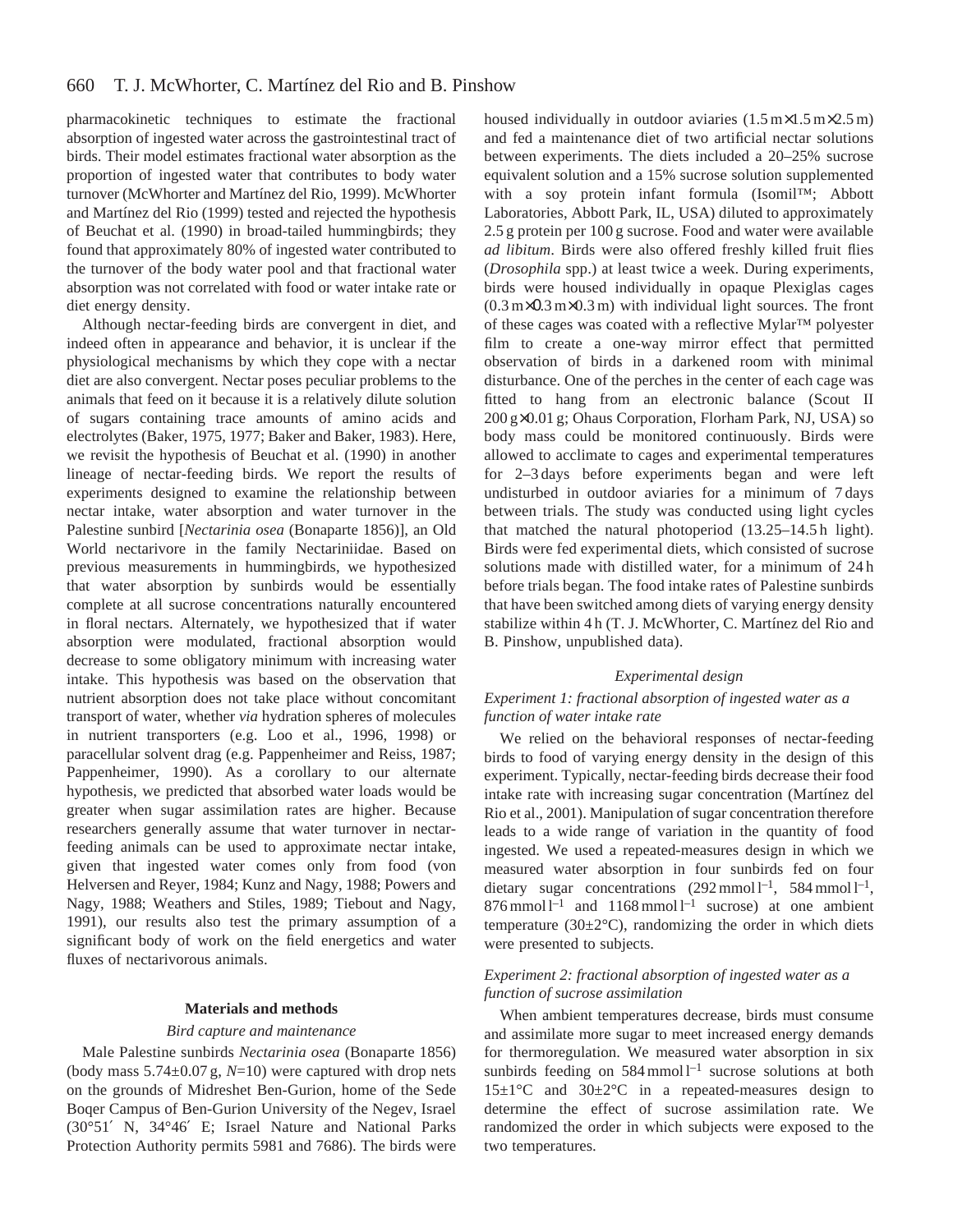pharmacokinetic techniques to estimate the fractional absorption of ingested water across the gastrointestinal tract of birds. Their model estimates fractional water absorption as the proportion of ingested water that contributes to body water turnover (McWhorter and Martínez del Rio, 1999). McWhorter and Martínez del Rio (1999) tested and rejected the hypothesis of Beuchat et al. (1990) in broad-tailed hummingbirds; they found that approximately 80% of ingested water contributed to the turnover of the body water pool and that fractional water absorption was not correlated with food or water intake rate or diet energy density.

Although nectar-feeding birds are convergent in diet, and indeed often in appearance and behavior, it is unclear if the physiological mechanisms by which they cope with a nectar diet are also convergent. Nectar poses peculiar problems to the animals that feed on it because it is a relatively dilute solution of sugars containing trace amounts of amino acids and electrolytes (Baker, 1975, 1977; Baker and Baker, 1983). Here, we revisit the hypothesis of Beuchat et al. (1990) in another lineage of nectar-feeding birds. We report the results of experiments designed to examine the relationship between nectar intake, water absorption and water turnover in the Palestine sunbird [*Nectarinia osea* (Bonaparte 1856)], an Old World nectarivore in the family Nectariniidae. Based on previous measurements in hummingbirds, we hypothesized that water absorption by sunbirds would be essentially complete at all sucrose concentrations naturally encountered in floral nectars. Alternately, we hypothesized that if water absorption were modulated, fractional absorption would decrease to some obligatory minimum with increasing water intake. This hypothesis was based on the observation that nutrient absorption does not take place without concomitant transport of water, whether *via* hydration spheres of molecules in nutrient transporters (e.g. Loo et al., 1996, 1998) or paracellular solvent drag (e.g. Pappenheimer and Reiss, 1987; Pappenheimer, 1990). As a corollary to our alternate hypothesis, we predicted that absorbed water loads would be greater when sugar assimilation rates are higher. Because researchers generally assume that water turnover in nectar-feeding animals can be used to approximate nectar intake, given that ingested water comes only from food (von Helversen and Reyer, 1984; Kunz and Nagy, 1988; Powers and Nagy, 1988; Weathers and Stiles, 1989; Tiebout and Nagy, 1991), our results also test the primary assumption of a significant body of work on the field energetics and water fluxes of nectarivorous animals.

## Materials and methods

### *Bird capture and maintenance*

Male Palestine sunbirds *Nectarinia osea* (Bonaparte 1856) (body mass 5.74±0.07 g, $N$=10) were captured with drop nets on the grounds of Midreshet Ben-Gurion, home of the Sede Boqer Campus of Ben-Gurion University of the Negev, Israel (30°51′ N, 34°46′ E; Israel Nature and National Parks Protection Authority permits 5981 and 7686). The birds were housed individually in outdoor aviaries (1.5 m×1.5 m×2.5 m) and fed a maintenance diet of two artificial nectar solutions between experiments. The diets included a 20–25% sucrose equivalent solution and a 15% sucrose solution supplemented with a soy protein infant formula (Isomil™; Abbott Laboratories, Abbott Park, IL, USA) diluted to approximately 2.5 g protein per 100 g sucrose. Food and water were available *ad libitum*. Birds were also offered freshly killed fruit flies (*Drosophila* spp.) at least twice a week. During experiments, birds were housed individually in opaque Plexiglas cages (0.3 m×0.3 m×0.3 m) with individual light sources. The front of these cages was coated with a reflective Mylar™ polyester film to create a one-way mirror effect that permitted observation of birds in a darkened room with minimal disturbance. One of the perches in the center of each cage was fitted to hang from an electronic balance (Scout II 200 g×0.01 g; Ohaus Corporation, Florham Park, NJ, USA) so body mass could be monitored continuously. Birds were allowed to acclimate to cages and experimental temperatures for 2–3 days before experiments began and were left undisturbed in outdoor aviaries for a minimum of 7 days between trials. The study was conducted using light cycles that matched the natural photoperiod (13.25–14.5 h light). Birds were fed experimental diets, which consisted of sucrose solutions made with distilled water, for a minimum of 24 h before trials began. The food intake rates of Palestine sunbirds that have been switched among diets of varying energy density stabilize within 4 h (T. J. McWhorter, C. Martínez del Rio and B. Pinshow, unpublished data).

### *Experimental design*

#### *Experiment 1: fractional absorption of ingested water as a function of water intake rate*

We relied on the behavioral responses of nectar-feeding birds to food of varying energy density in the design of this experiment. Typically, nectar-feeding birds decrease their food intake rate with increasing sugar concentration (Martínez del Rio et al., 2001). Manipulation of sugar concentration therefore leads to a wide range of variation in the quantity of food ingested. We used a repeated-measures design in which we measured water absorption in four sunbirds fed on four dietary sugar concentrations (292 mmol $l^{-1}$, 584 mmol $l^{-1}$, 876 mmol $l^{-1}$ and 1168 mmol $l^{-1}$ sucrose) at one ambient temperature (30±2°C), randomizing the order in which diets were presented to subjects.

#### *Experiment 2: fractional absorption of ingested water as a function of sucrose assimilation*

When ambient temperatures decrease, birds must consume and assimilate more sugar to meet increased energy demands for thermoregulation. We measured water absorption in six sunbirds feeding on 584 mmol $l^{-1}$ sucrose solutions at both 15±1°C and 30±2°C in a repeated-measures design to determine the effect of sucrose assimilation rate. We randomized the order in which subjects were exposed to the two temperatures.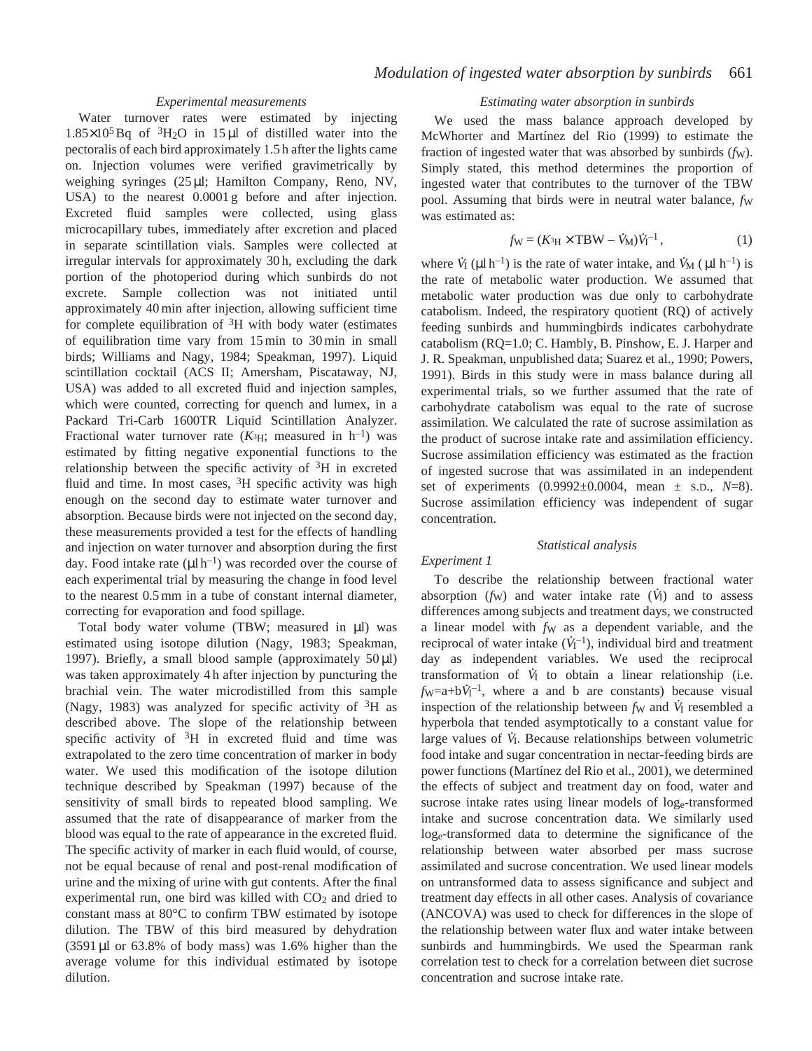### Experimental measurements

Water turnover rates were estimated by injecting $1.85\times10^5$ Bq of $^3H_2O$ in 15 μl of distilled water into the pectoralis of each bird approximately 1.5 h after the lights came on. Injection volumes were verified gravimetrically by weighing syringes (25 μl; Hamilton Company, Reno, NV, USA) to the nearest 0.0001 g before and after injection. Excreted fluid samples were collected, using glass microcapillary tubes, immediately after excretion and placed in separate scintillation vials. Samples were collected at irregular intervals for approximately 30 h, excluding the dark portion of the photoperiod during which sunbirds do not excrete. Sample collection was not initiated until approximately 40 min after injection, allowing sufficient time for complete equilibration of $^3H$ with body water (estimates of equilibration time vary from 15 min to 30 min in small birds; Williams and Nagy, 1984; Speakman, 1997). Liquid scintillation cocktail (ACS II; Amersham, Piscataway, NJ, USA) was added to all excreted fluid and injection samples, which were counted, correcting for quench and lumex, in a Packard Tri-Carb 1600TR Liquid Scintillation Analyzer. Fractional water turnover rate ($K_{^3H}$; measured in $h^{-1}$) was estimated by fitting negative exponential functions to the relationship between the specific activity of $^3H$ in excreted fluid and time. In most cases, $^3H$ specific activity was high enough on the second day to estimate water turnover and absorption. Because birds were not injected on the second day, these measurements provided a test for the effects of handling and injection on water turnover and absorption during the first day. Food intake rate (μl $h^{-1}$) was recorded over the course of each experimental trial by measuring the change in food level to the nearest 0.5 mm in a tube of constant internal diameter, correcting for evaporation and food spillage.

Total body water volume (TBW; measured in μl) was estimated using isotope dilution (Nagy, 1983; Speakman, 1997). Briefly, a small blood sample (approximately 50 μl) was taken approximately 4 h after injection by puncturing the brachial vein. The water microdistilled from this sample (Nagy, 1983) was analyzed for specific activity of $^3H$ as described above. The slope of the relationship between specific activity of $^3H$ in excreted fluid and time was extrapolated to the zero time concentration of marker in body water. We used this modification of the isotope dilution technique described by Speakman (1997) because of the sensitivity of small birds to repeated blood sampling. We assumed that the rate of disappearance of marker from the blood was equal to the rate of appearance in the excreted fluid. The specific activity of marker in each fluid would, of course, not be equal because of renal and post-renal modification of urine and the mixing of urine with gut contents. After the final experimental run, one bird was killed with $CO_2$ and dried to constant mass at 80°C to confirm TBW estimated by isotope dilution. The TBW of this bird measured by dehydration (3591 μl or 63.8% of body mass) was 1.6% higher than the average volume for this individual estimated by isotope dilution.

### Estimating water absorption in sunbirds

We used the mass balance approach developed by McWhorter and Martínez del Rio (1999) to estimate the fraction of ingested water that was absorbed by sunbirds ($f_W$). Simply stated, this method determines the proportion of ingested water that contributes to the turnover of the TBW pool. Assuming that birds were in neutral water balance, $f_W$ was estimated as:

$$f_W = (K_{^3H} \times \text{TBW} - \dot{V}_M)\dot{V}_I^{-1}\,, \tag{1}$$

where $\dot{V}_I$ (μl $h^{-1}$) is the rate of water intake, and $\dot{V}_M$ (μl $h^{-1}$) is the rate of metabolic water production. We assumed that metabolic water production was due only to carbohydrate catabolism. Indeed, the respiratory quotient (RQ) of actively feeding sunbirds and hummingbirds indicates carbohydrate catabolism (RQ=1.0; C. Hambly, B. Pinshow, E. J. Harper and J. R. Speakman, unpublished data; Suarez et al., 1990; Powers, 1991). Birds in this study were in mass balance during all experimental trials, so we further assumed that the rate of carbohydrate catabolism was equal to the rate of sucrose assimilation. We calculated the rate of sucrose assimilation as the product of sucrose intake rate and assimilation efficiency. Sucrose assimilation efficiency was estimated as the fraction of ingested sucrose that was assimilated in an independent set of experiments (0.9992±0.0004, mean ± S.D., $N$=8). Sucrose assimilation efficiency was independent of sugar concentration.

### Statistical analysis

*Experiment 1*

To describe the relationship between fractional water absorption ($f_W$) and water intake rate ($\dot{V}_I$) and to assess differences among subjects and treatment days, we constructed a linear model with $f_W$ as a dependent variable, and the reciprocal of water intake ($\dot{V}_I^{-1}$), individual bird and treatment day as independent variables. We used the reciprocal transformation of $\dot{V}_I$ to obtain a linear relationship (i.e. $f_W$=a+b$\dot{V}_I^{-1}$, where a and b are constants) because visual inspection of the relationship between $f_W$ and $\dot{V}_I$ resembled a hyperbola that tended asymptotically to a constant value for large values of $\dot{V}_I$. Because relationships between volumetric food intake and sugar concentration in nectar-feeding birds are power functions (Martínez del Rio et al., 2001), we determined the effects of subject and treatment day on food, water and sucrose intake rates using linear models of $\log_e$-transformed intake and sucrose concentration data. We similarly used $\log_e$-transformed data to determine the significance of the relationship between water absorbed per mass sucrose assimilated and sucrose concentration. We used linear models on untransformed data to assess significance and subject and treatment day effects in all other cases. Analysis of covariance (ANCOVA) was used to check for differences in the slope of the relationship between water flux and water intake between sunbirds and hummingbirds. We used the Spearman rank correlation test to check for a correlation between diet sucrose concentration and sucrose intake rate.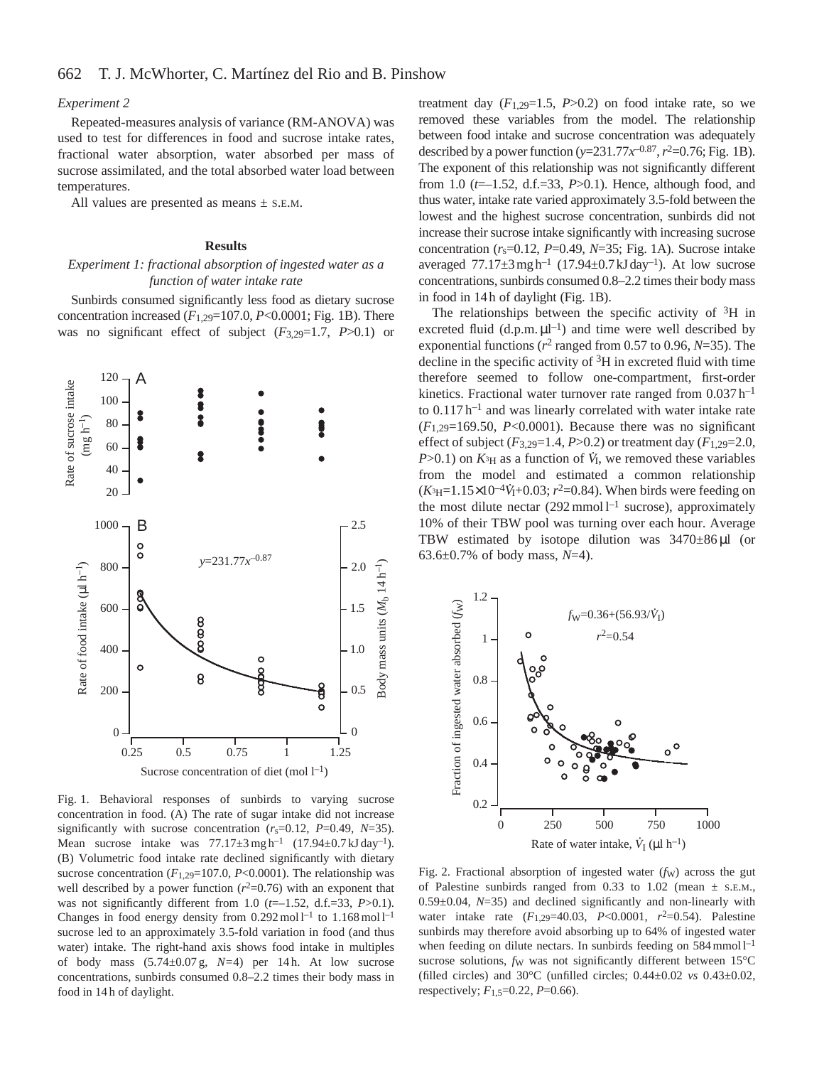*Experiment 2*

Repeated-measures analysis of variance (RM-ANOVA) was used to test for differences in food and sucrose intake rates, fractional water absorption, water absorbed per mass of sucrose assimilated, and the total absorbed water load between temperatures.

All values are presented as means ± S.E.M.

## Results

### *Experiment 1: fractional absorption of ingested water as a function of water intake rate*

Sunbirds consumed significantly less food as dietary sucrose concentration increased ($F_{1,29}$=107.0, $P$<0.0001; Fig. 1B). There was no significant effect of subject ($F_{3,29}$=1.7, $P$>0.1) or treatment day ($F_{1,29}$=1.5, $P$>0.2) on food intake rate, so we removed these variables from the model. The relationship between food intake and sucrose concentration was adequately described by a power function ($y$=231.77$x^{-0.87}$, $r^2$=0.76; Fig. 1B). The exponent of this relationship was not significantly different from 1.0 ($t$=–1.52, d.f.=33, $P$>0.1). Hence, although food, and thus water, intake rate varied approximately 3.5-fold between the lowest and the highest sucrose concentration, sunbirds did not increase their sucrose intake significantly with increasing sucrose concentration ($r_s$=0.12, $P$=0.49, $N$=35; Fig. 1A). Sucrose intake averaged 77.17±3 mg h$^{-1}$ (17.94±0.7 kJ day$^{-1}$). At low sucrose concentrations, sunbirds consumed 0.8–2.2 times their body mass in food in 14 h of daylight (Fig. 1B).

The relationships between the specific activity of $^3$H in excreted fluid (d.p.m. μl$^{-1}$) and time were well described by exponential functions ($r^2$ ranged from 0.57 to 0.96, $N$=35). The decline in the specific activity of $^3$H in excreted fluid with time therefore seemed to follow one-compartment, first-order kinetics. Fractional water turnover rate ranged from 0.037 h$^{-1}$ to 0.117 h$^{-1}$ and was linearly correlated with water intake rate ($F_{1,29}$=169.50, $P$<0.0001). Because there was no significant effect of subject ($F_{3,29}$=1.4, $P$>0.2) or treatment day ($F_{1,29}$=2.0, $P$>0.1) on $K_{^3H}$ as a function of $\dot{V}_I$, we removed these variables from the model and estimated a common relationship ($K_{^3H}$=1.15×10$^{-4}\dot{V}_I$+0.03; $r^2$=0.84). When birds were feeding on the most dilute nectar (292 mmol l$^{-1}$ sucrose), approximately 10% of their TBW pool was turning over each hour. Average TBW estimated by isotope dilution was 3470±86 μl (or 63.6±0.7% of body mass, $N$=4).

Fig. 1. Behavioral responses of sunbirds to varying sucrose concentration in food. (A) The rate of sugar intake did not increase significantly with sucrose concentration ($r_s$=0.12, $P$=0.49, $N$=35). Mean sucrose intake was 77.17±3 mg h$^{-1}$ (17.94±0.7 kJ day$^{-1}$). (B) Volumetric food intake rate declined significantly with dietary sucrose concentration ($F_{1,29}$=107.0, $P$<0.0001). The relationship was well described by a power function ($r^2$=0.76) with an exponent that was not significantly different from 1.0 ($t$=–1.52, d.f.=33, $P$>0.1). Changes in food energy density from 0.292 mol l$^{-1}$ to 1.168 mol l$^{-1}$ sucrose led to an approximately 3.5-fold variation in food (and thus water) intake. The right-hand axis shows food intake in multiples of body mass (5.74±0.07 g, $N$=4) per 14 h. At low sucrose concentrations, sunbirds consumed 0.8–2.2 times their body mass in food in 14 h of daylight.

Fig. 2. Fractional absorption of ingested water ($f_W$) across the gut of Palestine sunbirds ranged from 0.33 to 1.02 (mean ± S.E.M., 0.59±0.04, $N$=35) and declined significantly and non-linearly with water intake rate ($F_{1,29}$=40.03, $P$<0.0001, $r^2$=0.54). Palestine sunbirds may therefore avoid absorbing up to 64% of ingested water when feeding on dilute nectars. In sunbirds feeding on 584 mmol l$^{-1}$ sucrose solutions, $f_W$ was not significantly different between 15°C (filled circles) and 30°C (unfilled circles; 0.44±0.02 *vs* 0.43±0.02, respectively; $F_{1,5}$=0.22, $P$=0.66).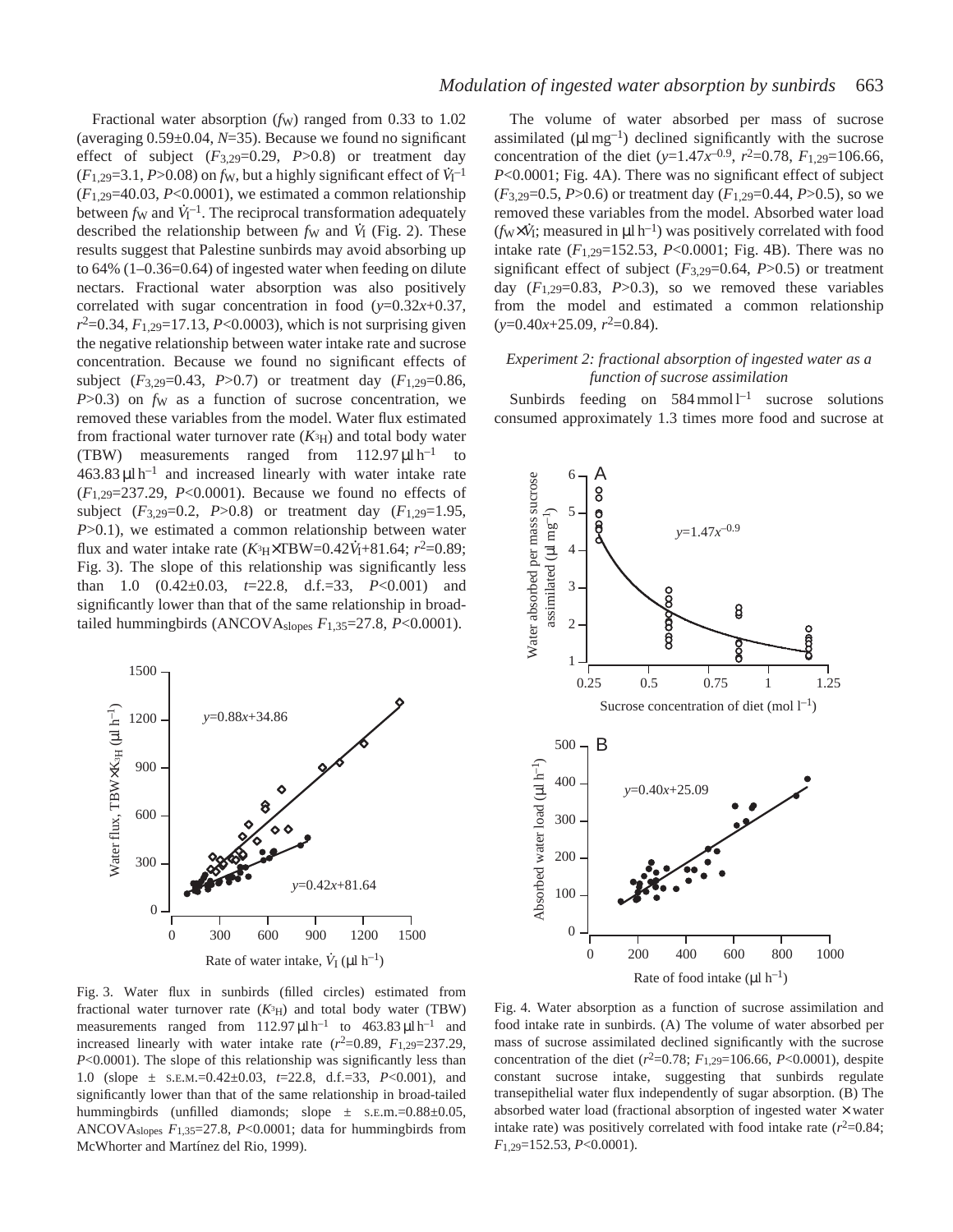Fractional water absorption ($f_W$) ranged from 0.33 to 1.02 (averaging 0.59±0.04, $N$=35). Because we found no significant effect of subject ($F_{3,29}$=0.29, $P$>0.8) or treatment day ($F_{1,29}$=3.1, $P$>0.08) on $f_W$, but a highly significant effect of $\dot{V}_I^{-1}$ ($F_{1,29}$=40.03, $P$<0.0001), we estimated a common relationship between $f_W$ and $\dot{V}_I^{-1}$. The reciprocal transformation adequately described the relationship between $f_W$ and $\dot{V}_I$ (Fig. 2). These results suggest that Palestine sunbirds may avoid absorbing up to 64% (1–0.36=0.64) of ingested water when feeding on dilute nectars. Fractional water absorption was also positively correlated with sugar concentration in food ($y$=0.32$x$+0.37, $r^2$=0.34, $F_{1,29}$=17.13, $P$<0.0003), which is not surprising given the negative relationship between water intake rate and sucrose concentration. Because we found no significant effects of subject ($F_{3,29}$=0.43, $P$>0.7) or treatment day ($F_{1,29}$=0.86, $P$>0.3) on $f_W$ as a function of sucrose concentration, we removed these variables from the model. Water flux estimated from fractional water turnover rate ($K_{^3H}$) and total body water (TBW) measurements ranged from 112.97 μl h$^{-1}$ to 463.83 μl h$^{-1}$ and increased linearly with water intake rate ($F_{1,29}$=237.29, $P$<0.0001). Because we found no effects of subject ($F_{3,29}$=0.2, $P$>0.8) or treatment day ($F_{1,29}$=1.95, $P$>0.1), we estimated a common relationship between water flux and water intake rate ($K_{^3H}$×TBW=0.42$\dot{V}_I$+81.64; $r^2$=0.89; Fig. 3). The slope of this relationship was significantly less than 1.0 (0.42±0.03, $t$=22.8, d.f.=33, $P$<0.001) and significantly lower than that of the same relationship in broad-tailed hummingbirds (ANCOVA$_{slopes}$ $F_{1,35}$=27.8, $P$<0.0001).

Fig. 3. Water flux in sunbirds (filled circles) estimated from fractional water turnover rate ($K_{^3H}$) and total body water (TBW) measurements ranged from 112.97 μl h$^{-1}$ to 463.83 μl h$^{-1}$ and increased linearly with water intake rate ($r^2$=0.89, $F_{1,29}$=237.29, $P$<0.0001). The slope of this relationship was significantly less than 1.0 (slope ± S.E.M.=0.42±0.03, $t$=22.8, d.f.=33, $P$<0.001), and significantly lower than that of the same relationship in broad-tailed hummingbirds (unfilled diamonds; slope ± S.E.M.=0.88±0.05, ANCOVA$_{slopes}$ $F_{1,35}$=27.8, $P$<0.0001; data for hummingbirds from McWhorter and Martínez del Rio, 1999).

The volume of water absorbed per mass of sucrose assimilated (μl mg$^{-1}$) declined significantly with the sucrose concentration of the diet ($y$=1.47$x^{-0.9}$, $r^2$=0.78, $F_{1,29}$=106.66, $P$<0.0001; Fig. 4A). There was no significant effect of subject ($F_{3,29}$=0.5, $P$>0.6) or treatment day ($F_{1,29}$=0.44, $P$>0.5), so we removed these variables from the model. Absorbed water load ($f_W$×$\dot{V}_I$; measured in μl h$^{-1}$) was positively correlated with food intake rate ($F_{1,29}$=152.53, $P$<0.0001; Fig. 4B). There was no significant effect of subject ($F_{3,29}$=0.64, $P$>0.5) or treatment day ($F_{1,29}$=0.83, $P$>0.3), so we removed these variables from the model and estimated a common relationship ($y$=0.40$x$+25.09, $r^2$=0.84).

### *Experiment 2: fractional absorption of ingested water as a function of sucrose assimilation*

Sunbirds feeding on 584 mmol l$^{-1}$ sucrose solutions consumed approximately 1.3 times more food and sucrose at

Fig. 4. Water absorption as a function of sucrose assimilation and food intake rate in sunbirds. (A) The volume of water absorbed per mass of sucrose assimilated declined significantly with the sucrose concentration of the diet ($r^2$=0.78; $F_{1,29}$=106.66, $P$<0.0001), despite constant sucrose intake, suggesting that sunbirds regulate transepithelial water flux independently of sugar absorption. (B) The absorbed water load (fractional absorption of ingested water × water intake rate) was positively correlated with food intake rate ($r^2$=0.84; $F_{1,29}$=152.53, $P$<0.0001).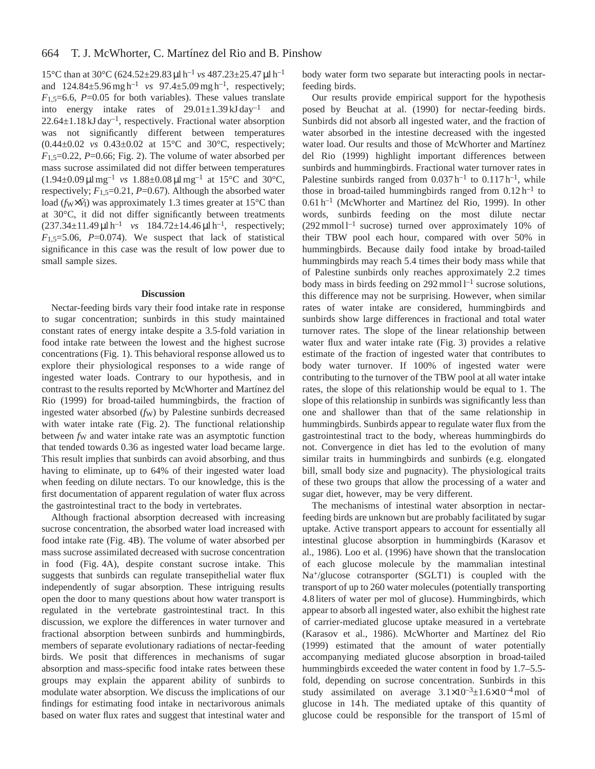15°C than at 30°C (624.52±29.83 μl h$^{-1}$ *vs* 487.23±25.47 μl h$^{-1}$ and 124.84±5.96 mg h$^{-1}$ *vs* 97.4±5.09 mg h$^{-1}$, respectively; $F_{1,5}$=6.6, $P$=0.05 for both variables). These values translate into energy intake rates of 29.01±1.39 kJ day$^{-1}$ and 22.64±1.18 kJ day$^{-1}$, respectively. Fractional water absorption was not significantly different between temperatures (0.44±0.02 *vs* 0.43±0.02 at 15°C and 30°C, respectively; $F_{1,5}$=0.22, $P$=0.66; Fig. 2). The volume of water absorbed per mass sucrose assimilated did not differ between temperatures (1.94±0.09 μl mg$^{-1}$ *vs* 1.88±0.08 μl mg$^{-1}$ at 15°C and 30°C, respectively; $F_{1,5}$=0.21, $P$=0.67). Although the absorbed water load ($f_W \times \dot{V}_I$) was approximately 1.3 times greater at 15°C than at 30°C, it did not differ significantly between treatments (237.34±11.49 μl h$^{-1}$ *vs* 184.72±14.46 μl h$^{-1}$, respectively; $F_{1,5}$=5.06, $P$=0.074). We suspect that lack of statistical significance in this case was the result of low power due to small sample sizes.

## Discussion

Nectar-feeding birds vary their food intake rate in response to sugar concentration; sunbirds in this study maintained constant rates of energy intake despite a 3.5-fold variation in food intake rate between the lowest and the highest sucrose concentrations (Fig. 1). This behavioral response allowed us to explore their physiological responses to a wide range of ingested water loads. Contrary to our hypothesis, and in contrast to the results reported by McWhorter and Martínez del Rio (1999) for broad-tailed hummingbirds, the fraction of ingested water absorbed ($f_W$) by Palestine sunbirds decreased with water intake rate (Fig. 2). The functional relationship between $f_W$ and water intake rate was an asymptotic function that tended towards 0.36 as ingested water load became large. This result implies that sunbirds can avoid absorbing, and thus having to eliminate, up to 64% of their ingested water load when feeding on dilute nectars. To our knowledge, this is the first documentation of apparent regulation of water flux across the gastrointestinal tract to the body in vertebrates.

Although fractional absorption decreased with increasing sucrose concentration, the absorbed water load increased with food intake rate (Fig. 4B). The volume of water absorbed per mass sucrose assimilated decreased with sucrose concentration in food (Fig. 4A), despite constant sucrose intake. This suggests that sunbirds can regulate transepithelial water flux independently of sugar absorption. These intriguing results open the door to many questions about how water transport is regulated in the vertebrate gastrointestinal tract. In this discussion, we explore the differences in water turnover and fractional absorption between sunbirds and hummingbirds, members of separate evolutionary radiations of nectar-feeding birds. We posit that differences in mechanisms of sugar absorption and mass-specific food intake rates between these groups may explain the apparent ability of sunbirds to modulate water absorption. We discuss the implications of our findings for estimating food intake in nectarivorous animals based on water flux rates and suggest that intestinal water and body water form two separate but interacting pools in nectar-feeding birds.

Our results provide empirical support for the hypothesis posed by Beuchat at al. (1990) for nectar-feeding birds. Sunbirds did not absorb all ingested water, and the fraction of water absorbed in the intestine decreased with the ingested water load. Our results and those of McWhorter and Martínez del Rio (1999) highlight important differences between sunbirds and hummingbirds. Fractional water turnover rates in Palestine sunbirds ranged from 0.037 h$^{-1}$ to 0.117 h$^{-1}$, while those in broad-tailed hummingbirds ranged from 0.12 h$^{-1}$ to 0.61 h$^{-1}$ (McWhorter and Martínez del Rio, 1999). In other words, sunbirds feeding on the most dilute nectar (292 mmol l$^{-1}$ sucrose) turned over approximately 10% of their TBW pool each hour, compared with over 50% in hummingbirds. Because daily food intake by broad-tailed hummingbirds may reach 5.4 times their body mass while that of Palestine sunbirds only reaches approximately 2.2 times body mass in birds feeding on 292 mmol l$^{-1}$ sucrose solutions, this difference may not be surprising. However, when similar rates of water intake are considered, hummingbirds and sunbirds show large differences in fractional and total water turnover rates. The slope of the linear relationship between water flux and water intake rate (Fig. 3) provides a relative estimate of the fraction of ingested water that contributes to body water turnover. If 100% of ingested water were contributing to the turnover of the TBW pool at all water intake rates, the slope of this relationship would be equal to 1. The slope of this relationship in sunbirds was significantly less than one and shallower than that of the same relationship in hummingbirds. Sunbirds appear to regulate water flux from the gastrointestinal tract to the body, whereas hummingbirds do not. Convergence in diet has led to the evolution of many similar traits in hummingbirds and sunbirds (e.g. elongated bill, small body size and pugnacity). The physiological traits of these two groups that allow the processing of a water and sugar diet, however, may be very different.

The mechanisms of intestinal water absorption in nectar-feeding birds are unknown but are probably facilitated by sugar uptake. Active transport appears to account for essentially all intestinal glucose absorption in hummingbirds (Karasov et al., 1986). Loo et al. (1996) have shown that the translocation of each glucose molecule by the mammalian intestinal $Na^+$/glucose cotransporter (SGLT1) is coupled with the transport of up to 260 water molecules (potentially transporting 4.8 liters of water per mol of glucose). Hummingbirds, which appear to absorb all ingested water, also exhibit the highest rate of carrier-mediated glucose uptake measured in a vertebrate (Karasov et al., 1986). McWhorter and Martínez del Rio (1999) estimated that the amount of water potentially accompanying mediated glucose absorption in broad-tailed hummingbirds exceeded the water content in food by 1.7–5.5-fold, depending on sucrose concentration. Sunbirds in this study assimilated on average $3.1\times10^{-3}\pm1.6\times10^{-4}$ mol of glucose in 14 h. The mediated uptake of this quantity of glucose could be responsible for the transport of 15 ml of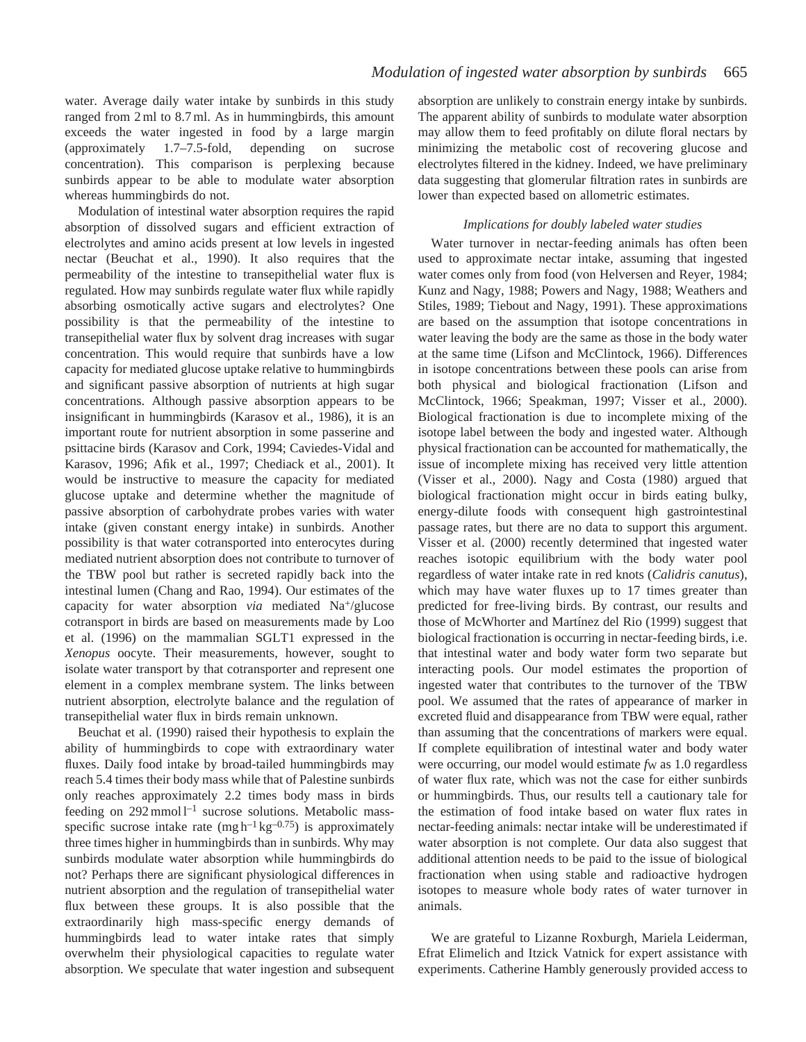water. Average daily water intake by sunbirds in this study ranged from 2 ml to 8.7 ml. As in hummingbirds, this amount exceeds the water ingested in food by a large margin (approximately 1.7–7.5-fold, depending on sucrose concentration). This comparison is perplexing because sunbirds appear to be able to modulate water absorption whereas hummingbirds do not.

Modulation of intestinal water absorption requires the rapid absorption of dissolved sugars and efficient extraction of electrolytes and amino acids present at low levels in ingested nectar (Beuchat et al., 1990). It also requires that the permeability of the intestine to transepithelial water flux is regulated. How may sunbirds regulate water flux while rapidly absorbing osmotically active sugars and electrolytes? One possibility is that the permeability of the intestine to transepithelial water flux by solvent drag increases with sugar concentration. This would require that sunbirds have a low capacity for mediated glucose uptake relative to hummingbirds and significant passive absorption of nutrients at high sugar concentrations. Although passive absorption appears to be insignificant in hummingbirds (Karasov et al., 1986), it is an important route for nutrient absorption in some passerine and psittacine birds (Karasov and Cork, 1994; Caviedes-Vidal and Karasov, 1996; Afik et al., 1997; Chediack et al., 2001). It would be instructive to measure the capacity for mediated glucose uptake and determine whether the magnitude of passive absorption of carbohydrate probes varies with water intake (given constant energy intake) in sunbirds. Another possibility is that water cotransported into enterocytes during mediated nutrient absorption does not contribute to turnover of the TBW pool but rather is secreted rapidly back into the intestinal lumen (Chang and Rao, 1994). Our estimates of the capacity for water absorption *via* mediated $Na^{+}$/glucose cotransport in birds are based on measurements made by Loo et al. (1996) on the mammalian SGLT1 expressed in the *Xenopus* oocyte. Their measurements, however, sought to isolate water transport by that cotransporter and represent one element in a complex membrane system. The links between nutrient absorption, electrolyte balance and the regulation of transepithelial water flux in birds remain unknown.

Beuchat et al. (1990) raised their hypothesis to explain the ability of hummingbirds to cope with extraordinary water fluxes. Daily food intake by broad-tailed hummingbirds may reach 5.4 times their body mass while that of Palestine sunbirds only reaches approximately 2.2 times body mass in birds feeding on 292 mmol $l^{-1}$ sucrose solutions. Metabolic mass-specific sucrose intake rate (mg $h^{-1}$ $kg^{-0.75}$) is approximately three times higher in hummingbirds than in sunbirds. Why may sunbirds modulate water absorption while hummingbirds do not? Perhaps there are significant physiological differences in nutrient absorption and the regulation of transepithelial water flux between these groups. It is also possible that the extraordinarily high mass-specific energy demands of hummingbirds lead to water intake rates that simply overwhelm their physiological capacities to regulate water absorption. We speculate that water ingestion and subsequent absorption are unlikely to constrain energy intake by sunbirds. The apparent ability of sunbirds to modulate water absorption may allow them to feed profitably on dilute floral nectars by minimizing the metabolic cost of recovering glucose and electrolytes filtered in the kidney. Indeed, we have preliminary data suggesting that glomerular filtration rates in sunbirds are lower than expected based on allometric estimates.

### *Implications for doubly labeled water studies*

Water turnover in nectar-feeding animals has often been used to approximate nectar intake, assuming that ingested water comes only from food (von Helversen and Reyer, 1984; Kunz and Nagy, 1988; Powers and Nagy, 1988; Weathers and Stiles, 1989; Tiebout and Nagy, 1991). These approximations are based on the assumption that isotope concentrations in water leaving the body are the same as those in the body water at the same time (Lifson and McClintock, 1966). Differences in isotope concentrations between these pools can arise from both physical and biological fractionation (Lifson and McClintock, 1966; Speakman, 1997; Visser et al., 2000). Biological fractionation is due to incomplete mixing of the isotope label between the body and ingested water. Although physical fractionation can be accounted for mathematically, the issue of incomplete mixing has received very little attention (Visser et al., 2000). Nagy and Costa (1980) argued that biological fractionation might occur in birds eating bulky, energy-dilute foods with consequent high gastrointestinal passage rates, but there are no data to support this argument. Visser et al. (2000) recently determined that ingested water reaches isotopic equilibrium with the body water pool regardless of water intake rate in red knots (*Calidris canutus*), which may have water fluxes up to 17 times greater than predicted for free-living birds. By contrast, our results and those of McWhorter and Martínez del Rio (1999) suggest that biological fractionation is occurring in nectar-feeding birds, i.e. that intestinal water and body water form two separate but interacting pools. Our model estimates the proportion of ingested water that contributes to the turnover of the TBW pool. We assumed that the rates of appearance of marker in excreted fluid and disappearance from TBW were equal, rather than assuming that the concentrations of markers were equal. If complete equilibration of intestinal water and body water were occurring, our model would estimate $f_W$ as 1.0 regardless of water flux rate, which was not the case for either sunbirds or hummingbirds. Thus, our results tell a cautionary tale for the estimation of food intake based on water flux rates in nectar-feeding animals: nectar intake will be underestimated if water absorption is not complete. Our data also suggest that additional attention needs to be paid to the issue of biological fractionation when using stable and radioactive hydrogen isotopes to measure whole body rates of water turnover in animals.

We are grateful to Lizanne Roxburgh, Mariela Leiderman, Efrat Elimelich and Itzick Vatnick for expert assistance with experiments. Catherine Hambly generously provided access to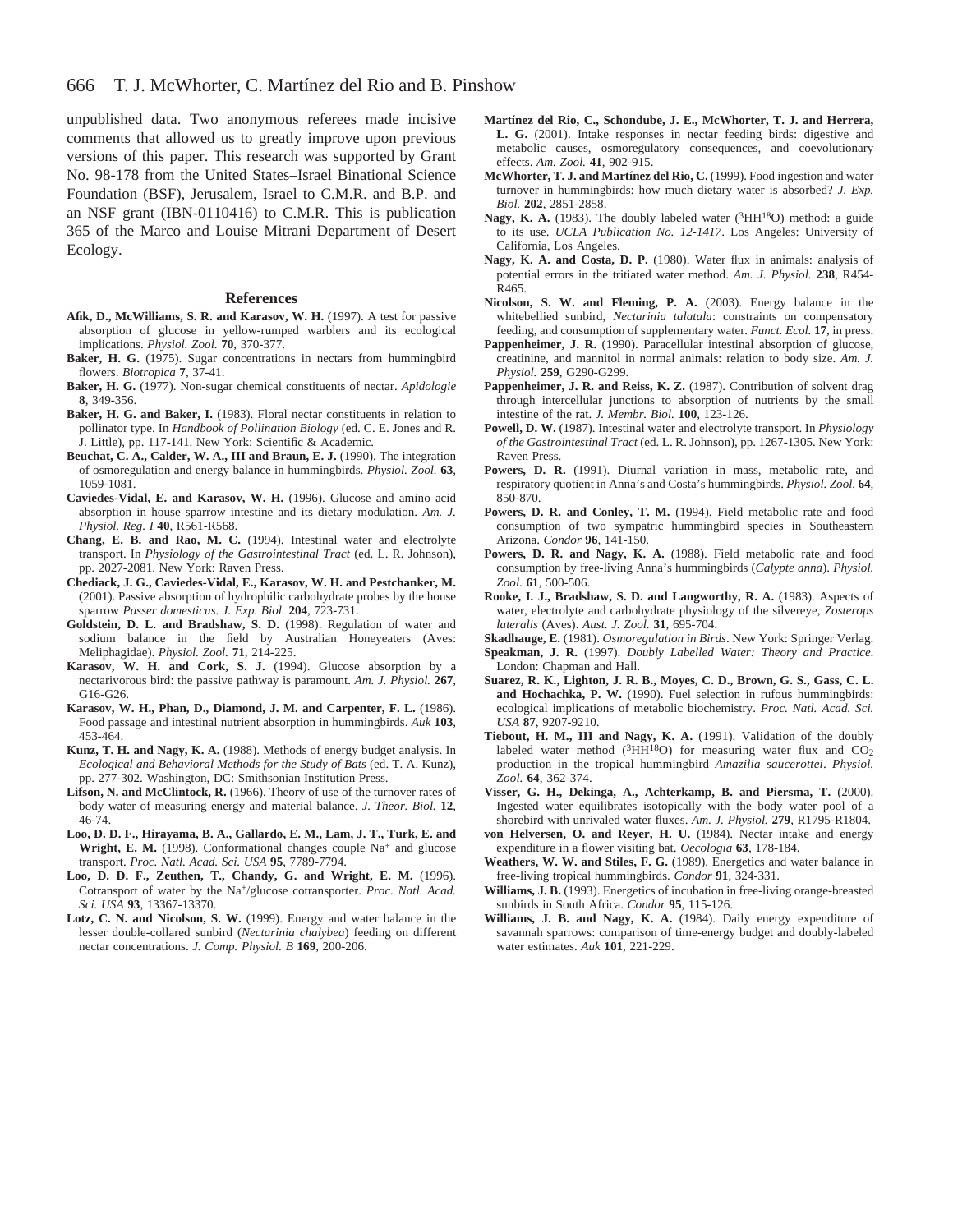unpublished data. Two anonymous referees made incisive comments that allowed us to greatly improve upon previous versions of this paper. This research was supported by Grant No. 98-178 from the United States–Israel Binational Science Foundation (BSF), Jerusalem, Israel to C.M.R. and B.P. and an NSF grant (IBN-0110416) to C.M.R. This is publication 365 of the Marco and Louise Mitrani Department of Desert Ecology.

## References

**Afik, D., McWilliams, S. R. and Karasov, W. H.** (1997). A test for passive absorption of glucose in yellow-rumped warblers and its ecological implications. *Physiol. Zool.* **70**, 370-377.

**Baker, H. G.** (1975). Sugar concentrations in nectars from hummingbird flowers. *Biotropica* **7**, 37-41.

**Baker, H. G.** (1977). Non-sugar chemical constituents of nectar. *Apidologie* **8**, 349-356.

**Baker, H. G. and Baker, I.** (1983). Floral nectar constituents in relation to pollinator type. In *Handbook of Pollination Biology* (ed. C. E. Jones and R. J. Little), pp. 117-141. New York: Scientific & Academic.

**Beuchat, C. A., Calder, W. A., III and Braun, E. J.** (1990). The integration of osmoregulation and energy balance in hummingbirds. *Physiol. Zool.* **63**, 1059-1081.

**Caviedes-Vidal, E. and Karasov, W. H.** (1996). Glucose and amino acid absorption in house sparrow intestine and its dietary modulation. *Am. J. Physiol. Reg. I* **40**, R561-R568.

**Chang, E. B. and Rao, M. C.** (1994). Intestinal water and electrolyte transport. In *Physiology of the Gastrointestinal Tract* (ed. L. R. Johnson), pp. 2027-2081. New York: Raven Press.

**Chediack, J. G., Caviedes-Vidal, E., Karasov, W. H. and Pestchanker, M.** (2001). Passive absorption of hydrophilic carbohydrate probes by the house sparrow *Passer domesticus*. *J. Exp. Biol.* **204**, 723-731.

**Goldstein, D. L. and Bradshaw, S. D.** (1998). Regulation of water and sodium balance in the field by Australian Honeyeaters (Aves: Meliphagidae). *Physiol. Zool.* **71**, 214-225.

**Karasov, W. H. and Cork, S. J.** (1994). Glucose absorption by a nectarivorous bird: the passive pathway is paramount. *Am. J. Physiol.* **267**, G16-G26.

**Karasov, W. H., Phan, D., Diamond, J. M. and Carpenter, F. L.** (1986). Food passage and intestinal nutrient absorption in hummingbirds. *Auk* **103**, 453-464.

**Kunz, T. H. and Nagy, K. A.** (1988). Methods of energy budget analysis. In *Ecological and Behavioral Methods for the Study of Bats* (ed. T. A. Kunz), pp. 277-302. Washington, DC: Smithsonian Institution Press.

**Lifson, N. and McClintock, R.** (1966). Theory of use of the turnover rates of body water of measuring energy and material balance. *J. Theor. Biol.* **12**, 46-74.

**Loo, D. D. F., Hirayama, B. A., Gallardo, E. M., Lam, J. T., Turk, E. and Wright, E. M.** (1998). Conformational changes couple $Na^+$ and glucose transport. *Proc. Natl. Acad. Sci. USA* **95**, 7789-7794.

**Loo, D. D. F., Zeuthen, T., Chandy, G. and Wright, E. M.** (1996). Cotransport of water by the $Na^+$/glucose cotransporter. *Proc. Natl. Acad. Sci. USA* **93**, 13367-13370.

**Lotz, C. N. and Nicolson, S. W.** (1999). Energy and water balance in the lesser double-collared sunbird (*Nectarinia chalybea*) feeding on different nectar concentrations. *J. Comp. Physiol. B* **169**, 200-206.

**Martínez del Rio, C., Schondube, J. E., McWhorter, T. J. and Herrera, L. G.** (2001). Intake responses in nectar feeding birds: digestive and metabolic causes, osmoregulatory consequences, and coevolutionary effects. *Am. Zool.* **41**, 902-915.

**McWhorter, T. J. and Martínez del Rio, C.** (1999). Food ingestion and water turnover in hummingbirds: how much dietary water is absorbed? *J. Exp. Biol.* **202**, 2851-2858.

**Nagy, K. A.** (1983). The doubly labeled water ($^3HH^{18}O$) method: a guide to its use. *UCLA Publication No. 12-1417*. Los Angeles: University of California, Los Angeles.

**Nagy, K. A. and Costa, D. P.** (1980). Water flux in animals: analysis of potential errors in the tritiated water method. *Am. J. Physiol.* **238**, R454-R465.

**Nicolson, S. W. and Fleming, P. A.** (2003). Energy balance in the whitebellied sunbird, *Nectarinia talatala*: constraints on compensatory feeding, and consumption of supplementary water. *Funct. Ecol.* **17**, in press.

**Pappenheimer, J. R.** (1990). Paracellular intestinal absorption of glucose, creatinine, and mannitol in normal animals: relation to body size. *Am. J. Physiol.* **259**, G290-G299.

**Pappenheimer, J. R. and Reiss, K. Z.** (1987). Contribution of solvent drag through intercellular junctions to absorption of nutrients by the small intestine of the rat. *J. Membr. Biol.* **100**, 123-126.

**Powell, D. W.** (1987). Intestinal water and electrolyte transport. In *Physiology of the Gastrointestinal Tract* (ed. L. R. Johnson), pp. 1267-1305. New York: Raven Press.

**Powers, D. R.** (1991). Diurnal variation in mass, metabolic rate, and respiratory quotient in Anna's and Costa's hummingbirds. *Physiol. Zool.* **64**, 850-870.

**Powers, D. R. and Conley, T. M.** (1994). Field metabolic rate and food consumption of two sympatric hummingbird species in Southeastern Arizona. *Condor* **96**, 141-150.

**Powers, D. R. and Nagy, K. A.** (1988). Field metabolic rate and food consumption by free-living Anna's hummingbirds (*Calypte anna*). *Physiol. Zool.* **61**, 500-506.

**Rooke, I. J., Bradshaw, S. D. and Langworthy, R. A.** (1983). Aspects of water, electrolyte and carbohydrate physiology of the silvereye, *Zosterops lateralis* (Aves). *Aust. J. Zool.* **31**, 695-704.

**Skadhauge, E.** (1981). *Osmoregulation in Birds*. New York: Springer Verlag.

**Speakman, J. R.** (1997). *Doubly Labelled Water: Theory and Practice.* London: Chapman and Hall.

**Suarez, R. K., Lighton, J. R. B., Moyes, C. D., Brown, G. S., Gass, C. L. and Hochachka, P. W.** (1990). Fuel selection in rufous hummingbirds: ecological implications of metabolic biochemistry. *Proc. Natl. Acad. Sci. USA* **87**, 9207-9210.

**Tiebout, H. M., III and Nagy, K. A.** (1991). Validation of the doubly labeled water method ($^3HH^{18}O$) for measuring water flux and $CO_2$ production in the tropical hummingbird *Amazilia saucerottei*. *Physiol. Zool.* **64**, 362-374.

**Visser, G. H., Dekinga, A., Achterkamp, B. and Piersma, T.** (2000). Ingested water equilibrates isotopically with the body water pool of a shorebird with unrivaled water fluxes. *Am. J. Physiol.* **279**, R1795-R1804.

**von Helversen, O. and Reyer, H. U.** (1984). Nectar intake and energy expenditure in a flower visiting bat. *Oecologia* **63**, 178-184.

**Weathers, W. W. and Stiles, F. G.** (1989). Energetics and water balance in free-living tropical hummingbirds. *Condor* **91**, 324-331.

**Williams, J. B.** (1993). Energetics of incubation in free-living orange-breasted sunbirds in South Africa. *Condor* **95**, 115-126.

**Williams, J. B. and Nagy, K. A.** (1984). Daily energy expenditure of savannah sparrows: comparison of time-energy budget and doubly-labeled water estimates. *Auk* **101**, 221-229.